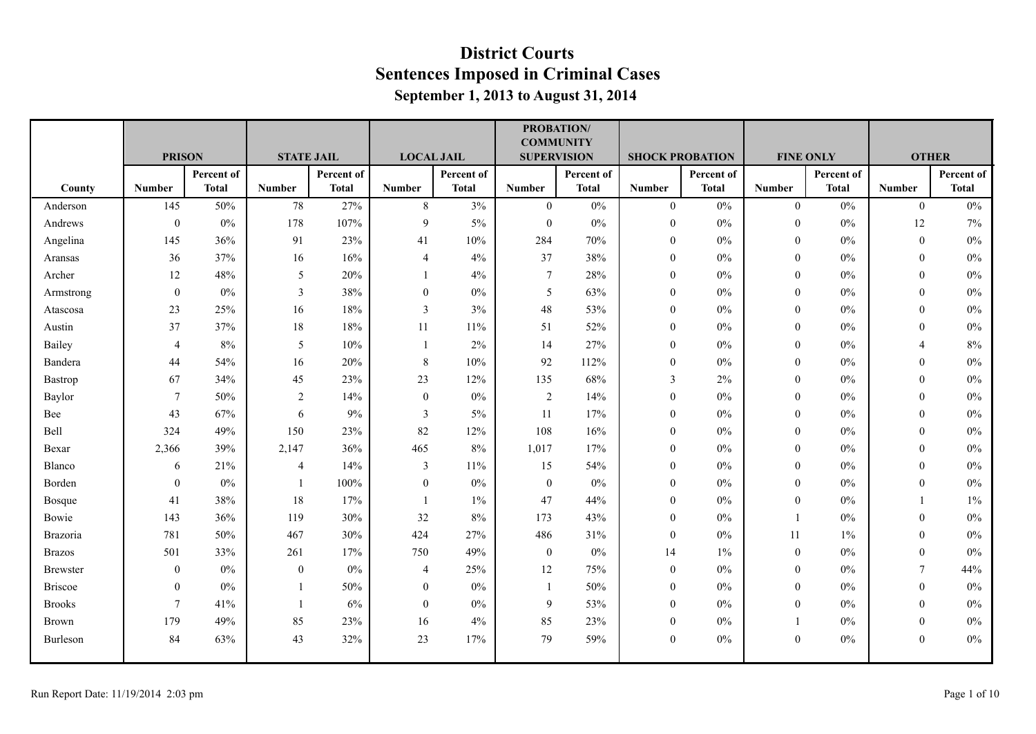# District Courts

## Sentences Imposed in Criminal Cases

### September 1, 2013 to August 31, 2014

| County | PRISON | | STATE JAIL | | LOCAL JAIL | | PROBATION/ COMMUNITY SUPERVISION | | SHOCK PROBATION | | FINE ONLY | | OTHER | |
|---|---|---|---|---|---|---|---|---|---|---|---|---|---|---|
| | Number | Percent of Total | Number | Percent of Total | Number | Percent of Total | Number | Percent of Total | Number | Percent of Total | Number | Percent of Total | Number | Percent of Total |
| Anderson | 145 | 50% | 78 | 27% | 8 | 3% | 0 | 0% | 0 | 0% | 0 | 0% | 0 | 0% |
| Andrews | 0 | 0% | 178 | 107% | 9 | 5% | 0 | 0% | 0 | 0% | 0 | 0% | 12 | 7% |
| Angelina | 145 | 36% | 91 | 23% | 41 | 10% | 284 | 70% | 0 | 0% | 0 | 0% | 0 | 0% |
| Aransas | 36 | 37% | 16 | 16% | 4 | 4% | 37 | 38% | 0 | 0% | 0 | 0% | 0 | 0% |
| Archer | 12 | 48% | 5 | 20% | 1 | 4% | 7 | 28% | 0 | 0% | 0 | 0% | 0 | 0% |
| Armstrong | 0 | 0% | 3 | 38% | 0 | 0% | 5 | 63% | 0 | 0% | 0 | 0% | 0 | 0% |
| Atascosa | 23 | 25% | 16 | 18% | 3 | 3% | 48 | 53% | 0 | 0% | 0 | 0% | 0 | 0% |
| Austin | 37 | 37% | 18 | 18% | 11 | 11% | 51 | 52% | 0 | 0% | 0 | 0% | 0 | 0% |
| Bailey | 4 | 8% | 5 | 10% | 1 | 2% | 14 | 27% | 0 | 0% | 0 | 0% | 4 | 8% |
| Bandera | 44 | 54% | 16 | 20% | 8 | 10% | 92 | 112% | 0 | 0% | 0 | 0% | 0 | 0% |
| Bastrop | 67 | 34% | 45 | 23% | 23 | 12% | 135 | 68% | 3 | 2% | 0 | 0% | 0 | 0% |
| Baylor | 7 | 50% | 2 | 14% | 0 | 0% | 2 | 14% | 0 | 0% | 0 | 0% | 0 | 0% |
| Bee | 43 | 67% | 6 | 9% | 3 | 5% | 11 | 17% | 0 | 0% | 0 | 0% | 0 | 0% |
| Bell | 324 | 49% | 150 | 23% | 82 | 12% | 108 | 16% | 0 | 0% | 0 | 0% | 0 | 0% |
| Bexar | 2,366 | 39% | 2,147 | 36% | 465 | 8% | 1,017 | 17% | 0 | 0% | 0 | 0% | 0 | 0% |
| Blanco | 6 | 21% | 4 | 14% | 3 | 11% | 15 | 54% | 0 | 0% | 0 | 0% | 0 | 0% |
| Borden | 0 | 0% | 1 | 100% | 0 | 0% | 0 | 0% | 0 | 0% | 0 | 0% | 0 | 0% |
| Bosque | 41 | 38% | 18 | 17% | 1 | 1% | 47 | 44% | 0 | 0% | 0 | 0% | 1 | 1% |
| Bowie | 143 | 36% | 119 | 30% | 32 | 8% | 173 | 43% | 0 | 0% | 1 | 0% | 0 | 0% |
| Brazoria | 781 | 50% | 467 | 30% | 424 | 27% | 486 | 31% | 0 | 0% | 11 | 1% | 0 | 0% |
| Brazos | 501 | 33% | 261 | 17% | 750 | 49% | 0 | 0% | 14 | 1% | 0 | 0% | 0 | 0% |
| Brewster | 0 | 0% | 0 | 0% | 4 | 25% | 12 | 75% | 0 | 0% | 0 | 0% | 7 | 44% |
| Briscoe | 0 | 0% | 1 | 50% | 0 | 0% | 1 | 50% | 0 | 0% | 0 | 0% | 0 | 0% |
| Brooks | 7 | 41% | 1 | 6% | 0 | 0% | 9 | 53% | 0 | 0% | 0 | 0% | 0 | 0% |
| Brown | 179 | 49% | 85 | 23% | 16 | 4% | 85 | 23% | 0 | 0% | 1 | 0% | 0 | 0% |
| Burleson | 84 | 63% | 43 | 32% | 23 | 17% | 79 | 59% | 0 | 0% | 0 | 0% | 0 | 0% |

Run Report Date: 11/19/2014 2:03 pm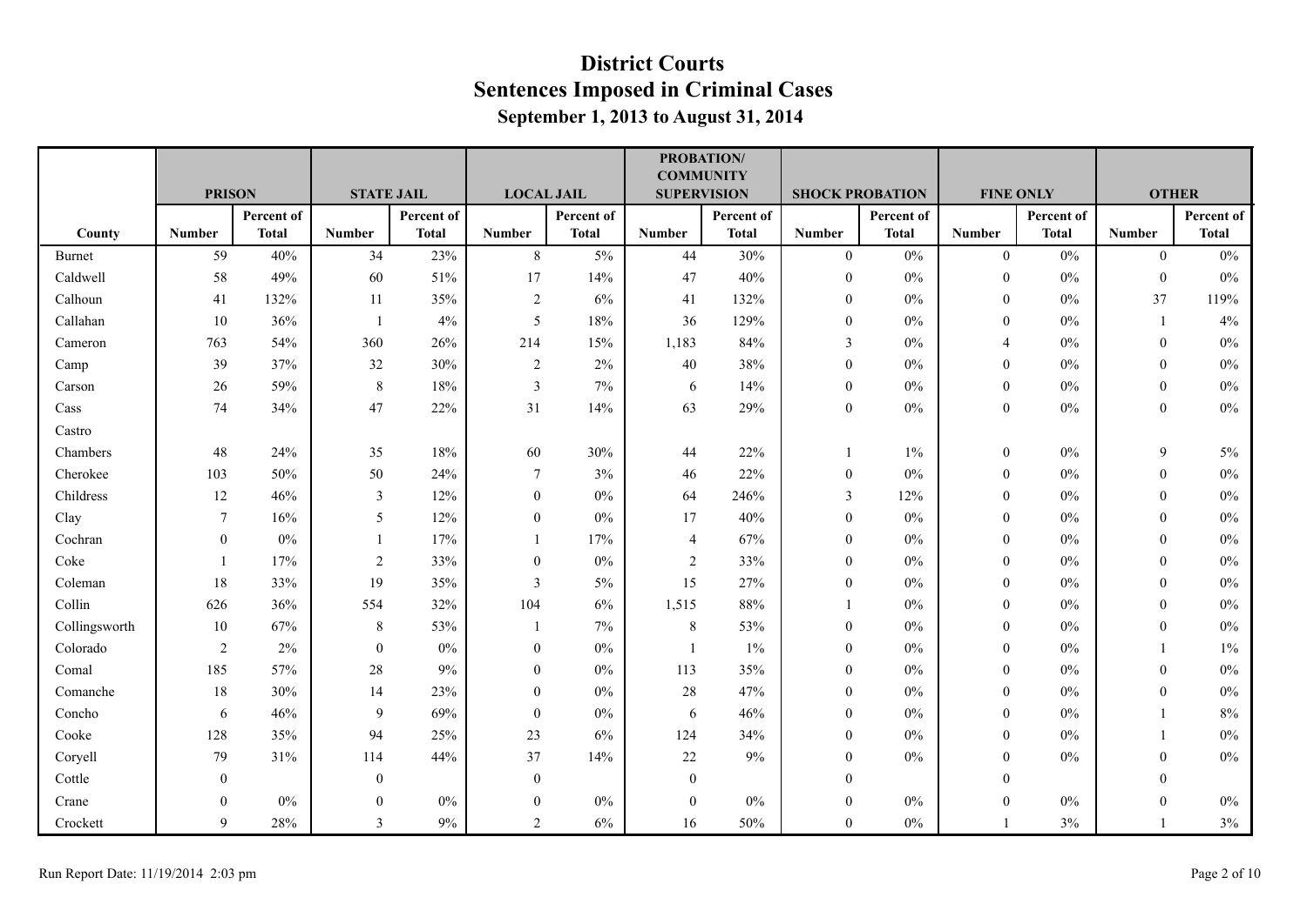# District Courts

## Sentences Imposed in Criminal Cases

### September 1, 2013 to August 31, 2014

| | PRISON | | STATE JAIL | | LOCAL JAIL | | PROBATION/ COMMUNITY SUPERVISION | | SHOCK PROBATION | | FINE ONLY | | OTHER | |
|---|---|---|---|---|---|---|---|---|---|---|---|---|---|---|
| County | Number | Percent of Total | Number | Percent of Total | Number | Percent of Total | Number | Percent of Total | Number | Percent of Total | Number | Percent of Total | Number | Percent of Total |
| Burnet | 59 | 40% | 34 | 23% | 8 | 5% | 44 | 30% | 0 | 0% | 0 | 0% | 0 | 0% |
| Caldwell | 58 | 49% | 60 | 51% | 17 | 14% | 47 | 40% | 0 | 0% | 0 | 0% | 0 | 0% |
| Calhoun | 41 | 132% | 11 | 35% | 2 | 6% | 41 | 132% | 0 | 0% | 0 | 0% | 37 | 119% |
| Callahan | 10 | 36% | 1 | 4% | 5 | 18% | 36 | 129% | 0 | 0% | 0 | 0% | 1 | 4% |
| Cameron | 763 | 54% | 360 | 26% | 214 | 15% | 1,183 | 84% | 3 | 0% | 4 | 0% | 0 | 0% |
| Camp | 39 | 37% | 32 | 30% | 2 | 2% | 40 | 38% | 0 | 0% | 0 | 0% | 0 | 0% |
| Carson | 26 | 59% | 8 | 18% | 3 | 7% | 6 | 14% | 0 | 0% | 0 | 0% | 0 | 0% |
| Cass | 74 | 34% | 47 | 22% | 31 | 14% | 63 | 29% | 0 | 0% | 0 | 0% | 0 | 0% |
| Castro | | | | | | | | | | | | | | |
| Chambers | 48 | 24% | 35 | 18% | 60 | 30% | 44 | 22% | 1 | 1% | 0 | 0% | 9 | 5% |
| Cherokee | 103 | 50% | 50 | 24% | 7 | 3% | 46 | 22% | 0 | 0% | 0 | 0% | 0 | 0% |
| Childress | 12 | 46% | 3 | 12% | 0 | 0% | 64 | 246% | 3 | 12% | 0 | 0% | 0 | 0% |
| Clay | 7 | 16% | 5 | 12% | 0 | 0% | 17 | 40% | 0 | 0% | 0 | 0% | 0 | 0% |
| Cochran | 0 | 0% | 1 | 17% | 1 | 17% | 4 | 67% | 0 | 0% | 0 | 0% | 0 | 0% |
| Coke | 1 | 17% | 2 | 33% | 0 | 0% | 2 | 33% | 0 | 0% | 0 | 0% | 0 | 0% |
| Coleman | 18 | 33% | 19 | 35% | 3 | 5% | 15 | 27% | 0 | 0% | 0 | 0% | 0 | 0% |
| Collin | 626 | 36% | 554 | 32% | 104 | 6% | 1,515 | 88% | 1 | 0% | 0 | 0% | 0 | 0% |
| Collingsworth | 10 | 67% | 8 | 53% | 1 | 7% | 8 | 53% | 0 | 0% | 0 | 0% | 0 | 0% |
| Colorado | 2 | 2% | 0 | 0% | 0 | 0% | 1 | 1% | 0 | 0% | 0 | 0% | 1 | 1% |
| Comal | 185 | 57% | 28 | 9% | 0 | 0% | 113 | 35% | 0 | 0% | 0 | 0% | 0 | 0% |
| Comanche | 18 | 30% | 14 | 23% | 0 | 0% | 28 | 47% | 0 | 0% | 0 | 0% | 0 | 0% |
| Concho | 6 | 46% | 9 | 69% | 0 | 0% | 6 | 46% | 0 | 0% | 0 | 0% | 1 | 8% |
| Cooke | 128 | 35% | 94 | 25% | 23 | 6% | 124 | 34% | 0 | 0% | 0 | 0% | 1 | 0% |
| Coryell | 79 | 31% | 114 | 44% | 37 | 14% | 22 | 9% | 0 | 0% | 0 | 0% | 0 | 0% |
| Cottle | 0 | | 0 | | 0 | | 0 | | 0 | | 0 | | 0 | |
| Crane | 0 | 0% | 0 | 0% | 0 | 0% | 0 | 0% | 0 | 0% | 0 | 0% | 0 | 0% |
| Crockett | 9 | 28% | 3 | 9% | 2 | 6% | 16 | 50% | 0 | 0% | 1 | 3% | 1 | 3% |

Run Report Date: 11/19/2014 2:03 pm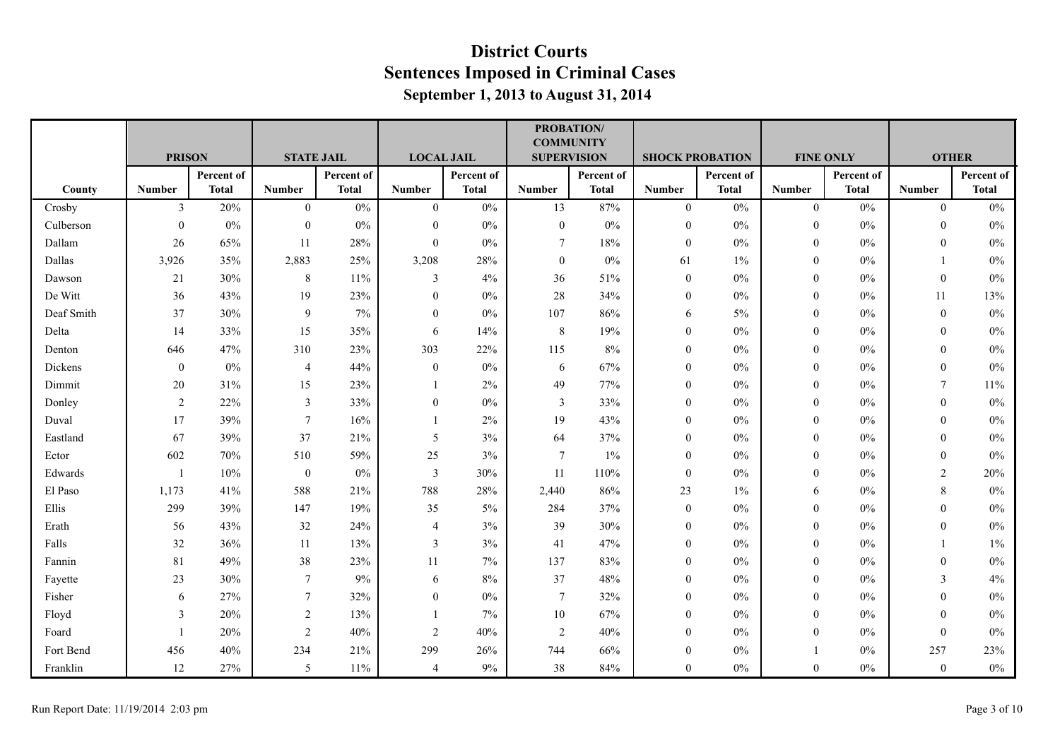# District Courts
## Sentences Imposed in Criminal Cases
### September 1, 2013 to August 31, 2014

| | PRISON | | STATE JAIL | | LOCAL JAIL | | PROBATION/ COMMUNITY SUPERVISION | | SHOCK PROBATION | | FINE ONLY | | OTHER | |
|---|---|---|---|---|---|---|---|---|---|---|---|---|---|---|
| County | Number | Percent of Total | Number | Percent of Total | Number | Percent of Total | Number | Percent of Total | Number | Percent of Total | Number | Percent of Total | Number | Percent of Total |
| Crosby | 3 | 20% | 0 | 0% | 0 | 0% | 13 | 87% | 0 | 0% | 0 | 0% | 0 | 0% |
| Culberson | 0 | 0% | 0 | 0% | 0 | 0% | 0 | 0% | 0 | 0% | 0 | 0% | 0 | 0% |
| Dallam | 26 | 65% | 11 | 28% | 0 | 0% | 7 | 18% | 0 | 0% | 0 | 0% | 0 | 0% |
| Dallas | 3,926 | 35% | 2,883 | 25% | 3,208 | 28% | 0 | 0% | 61 | 1% | 0 | 0% | 1 | 0% |
| Dawson | 21 | 30% | 8 | 11% | 3 | 4% | 36 | 51% | 0 | 0% | 0 | 0% | 0 | 0% |
| De Witt | 36 | 43% | 19 | 23% | 0 | 0% | 28 | 34% | 0 | 0% | 0 | 0% | 11 | 13% |
| Deaf Smith | 37 | 30% | 9 | 7% | 0 | 0% | 107 | 86% | 6 | 5% | 0 | 0% | 0 | 0% |
| Delta | 14 | 33% | 15 | 35% | 6 | 14% | 8 | 19% | 0 | 0% | 0 | 0% | 0 | 0% |
| Denton | 646 | 47% | 310 | 23% | 303 | 22% | 115 | 8% | 0 | 0% | 0 | 0% | 0 | 0% |
| Dickens | 0 | 0% | 4 | 44% | 0 | 0% | 6 | 67% | 0 | 0% | 0 | 0% | 0 | 0% |
| Dimmit | 20 | 31% | 15 | 23% | 1 | 2% | 49 | 77% | 0 | 0% | 0 | 0% | 7 | 11% |
| Donley | 2 | 22% | 3 | 33% | 0 | 0% | 3 | 33% | 0 | 0% | 0 | 0% | 0 | 0% |
| Duval | 17 | 39% | 7 | 16% | 1 | 2% | 19 | 43% | 0 | 0% | 0 | 0% | 0 | 0% |
| Eastland | 67 | 39% | 37 | 21% | 5 | 3% | 64 | 37% | 0 | 0% | 0 | 0% | 0 | 0% |
| Ector | 602 | 70% | 510 | 59% | 25 | 3% | 7 | 1% | 0 | 0% | 0 | 0% | 0 | 0% |
| Edwards | 1 | 10% | 0 | 0% | 3 | 30% | 11 | 110% | 0 | 0% | 0 | 0% | 2 | 20% |
| El Paso | 1,173 | 41% | 588 | 21% | 788 | 28% | 2,440 | 86% | 23 | 1% | 6 | 0% | 8 | 0% |
| Ellis | 299 | 39% | 147 | 19% | 35 | 5% | 284 | 37% | 0 | 0% | 0 | 0% | 0 | 0% |
| Erath | 56 | 43% | 32 | 24% | 4 | 3% | 39 | 30% | 0 | 0% | 0 | 0% | 0 | 0% |
| Falls | 32 | 36% | 11 | 13% | 3 | 3% | 41 | 47% | 0 | 0% | 0 | 0% | 1 | 1% |
| Fannin | 81 | 49% | 38 | 23% | 11 | 7% | 137 | 83% | 0 | 0% | 0 | 0% | 0 | 0% |
| Fayette | 23 | 30% | 7 | 9% | 6 | 8% | 37 | 48% | 0 | 0% | 0 | 0% | 3 | 4% |
| Fisher | 6 | 27% | 7 | 32% | 0 | 0% | 7 | 32% | 0 | 0% | 0 | 0% | 0 | 0% |
| Floyd | 3 | 20% | 2 | 13% | 1 | 7% | 10 | 67% | 0 | 0% | 0 | 0% | 0 | 0% |
| Foard | 1 | 20% | 2 | 40% | 2 | 40% | 2 | 40% | 0 | 0% | 0 | 0% | 0 | 0% |
| Fort Bend | 456 | 40% | 234 | 21% | 299 | 26% | 744 | 66% | 0 | 0% | 1 | 0% | 257 | 23% |
| Franklin | 12 | 27% | 5 | 11% | 4 | 9% | 38 | 84% | 0 | 0% | 0 | 0% | 0 | 0% |

Run Report Date: 11/19/2014 2:03 pm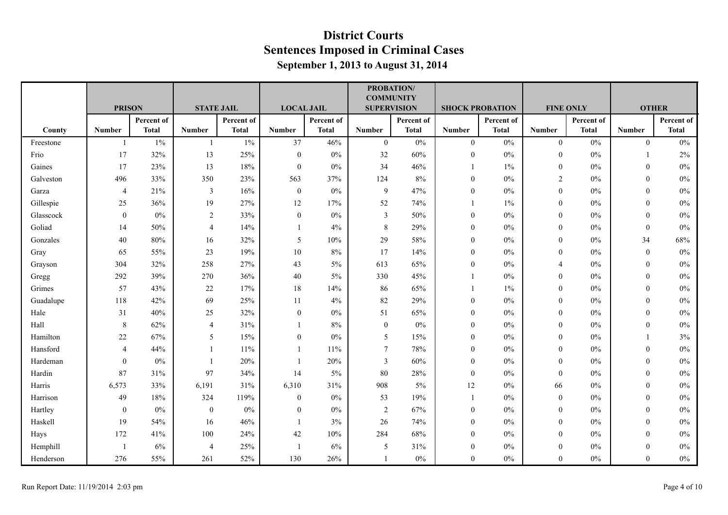# District Courts
## Sentences Imposed in Criminal Cases
### September 1, 2013 to August 31, 2014

| | PRISON | | STATE JAIL | | LOCAL JAIL | | PROBATION/ COMMUNITY SUPERVISION | | SHOCK PROBATION | | FINE ONLY | | OTHER | |
|---|---|---|---|---|---|---|---|---|---|---|---|---|---|---|
| County | Number | Percent of Total | Number | Percent of Total | Number | Percent of Total | Number | Percent of Total | Number | Percent of Total | Number | Percent of Total | Number | Percent of Total |
| Freestone | 1 | 1% | 1 | 1% | 37 | 46% | 0 | 0% | 0 | 0% | 0 | 0% | 0 | 0% |
| Frio | 17 | 32% | 13 | 25% | 0 | 0% | 32 | 60% | 0 | 0% | 0 | 0% | 1 | 2% |
| Gaines | 17 | 23% | 13 | 18% | 0 | 0% | 34 | 46% | 1 | 1% | 0 | 0% | 0 | 0% |
| Galveston | 496 | 33% | 350 | 23% | 563 | 37% | 124 | 8% | 0 | 0% | 2 | 0% | 0 | 0% |
| Garza | 4 | 21% | 3 | 16% | 0 | 0% | 9 | 47% | 0 | 0% | 0 | 0% | 0 | 0% |
| Gillespie | 25 | 36% | 19 | 27% | 12 | 17% | 52 | 74% | 1 | 1% | 0 | 0% | 0 | 0% |
| Glasscock | 0 | 0% | 2 | 33% | 0 | 0% | 3 | 50% | 0 | 0% | 0 | 0% | 0 | 0% |
| Goliad | 14 | 50% | 4 | 14% | 1 | 4% | 8 | 29% | 0 | 0% | 0 | 0% | 0 | 0% |
| Gonzales | 40 | 80% | 16 | 32% | 5 | 10% | 29 | 58% | 0 | 0% | 0 | 0% | 34 | 68% |
| Gray | 65 | 55% | 23 | 19% | 10 | 8% | 17 | 14% | 0 | 0% | 0 | 0% | 0 | 0% |
| Grayson | 304 | 32% | 258 | 27% | 43 | 5% | 613 | 65% | 0 | 0% | 4 | 0% | 0 | 0% |
| Gregg | 292 | 39% | 270 | 36% | 40 | 5% | 330 | 45% | 1 | 0% | 0 | 0% | 0 | 0% |
| Grimes | 57 | 43% | 22 | 17% | 18 | 14% | 86 | 65% | 1 | 1% | 0 | 0% | 0 | 0% |
| Guadalupe | 118 | 42% | 69 | 25% | 11 | 4% | 82 | 29% | 0 | 0% | 0 | 0% | 0 | 0% |
| Hale | 31 | 40% | 25 | 32% | 0 | 0% | 51 | 65% | 0 | 0% | 0 | 0% | 0 | 0% |
| Hall | 8 | 62% | 4 | 31% | 1 | 8% | 0 | 0% | 0 | 0% | 0 | 0% | 0 | 0% |
| Hamilton | 22 | 67% | 5 | 15% | 0 | 0% | 5 | 15% | 0 | 0% | 0 | 0% | 1 | 3% |
| Hansford | 4 | 44% | 1 | 11% | 1 | 11% | 7 | 78% | 0 | 0% | 0 | 0% | 0 | 0% |
| Hardeman | 0 | 0% | 1 | 20% | 1 | 20% | 3 | 60% | 0 | 0% | 0 | 0% | 0 | 0% |
| Hardin | 87 | 31% | 97 | 34% | 14 | 5% | 80 | 28% | 0 | 0% | 0 | 0% | 0 | 0% |
| Harris | 6,573 | 33% | 6,191 | 31% | 6,310 | 31% | 908 | 5% | 12 | 0% | 66 | 0% | 0 | 0% |
| Harrison | 49 | 18% | 324 | 119% | 0 | 0% | 53 | 19% | 1 | 0% | 0 | 0% | 0 | 0% |
| Hartley | 0 | 0% | 0 | 0% | 0 | 0% | 2 | 67% | 0 | 0% | 0 | 0% | 0 | 0% |
| Haskell | 19 | 54% | 16 | 46% | 1 | 3% | 26 | 74% | 0 | 0% | 0 | 0% | 0 | 0% |
| Hays | 172 | 41% | 100 | 24% | 42 | 10% | 284 | 68% | 0 | 0% | 0 | 0% | 0 | 0% |
| Hemphill | 1 | 6% | 4 | 25% | 1 | 6% | 5 | 31% | 0 | 0% | 0 | 0% | 0 | 0% |
| Henderson | 276 | 55% | 261 | 52% | 130 | 26% | 1 | 0% | 0 | 0% | 0 | 0% | 0 | 0% |

Run Report Date: 11/19/2014 2:03 pm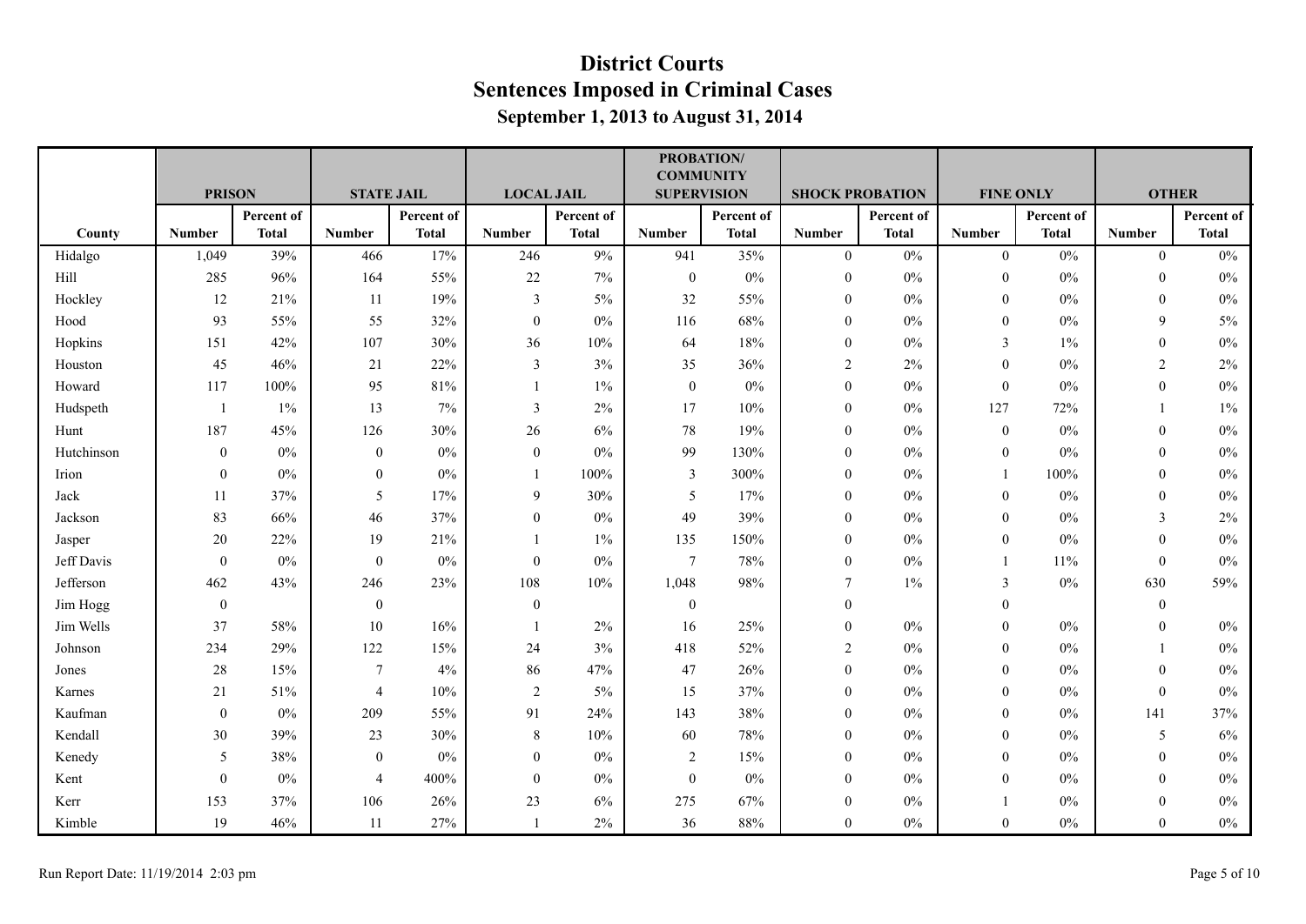# District Courts
## Sentences Imposed in Criminal Cases
### September 1, 2013 to August 31, 2014

| | PRISON | | STATE JAIL | | LOCAL JAIL | | PROBATION/ COMMUNITY SUPERVISION | | SHOCK PROBATION | | FINE ONLY | | OTHER | |
|---|---|---|---|---|---|---|---|---|---|---|---|---|---|---|
| County | Number | Percent of Total | Number | Percent of Total | Number | Percent of Total | Number | Percent of Total | Number | Percent of Total | Number | Percent of Total | Number | Percent of Total |
| Hidalgo | 1,049 | 39% | 466 | 17% | 246 | 9% | 941 | 35% | 0 | 0% | 0 | 0% | 0 | 0% |
| Hill | 285 | 96% | 164 | 55% | 22 | 7% | 0 | 0% | 0 | 0% | 0 | 0% | 0 | 0% |
| Hockley | 12 | 21% | 11 | 19% | 3 | 5% | 32 | 55% | 0 | 0% | 0 | 0% | 0 | 0% |
| Hood | 93 | 55% | 55 | 32% | 0 | 0% | 116 | 68% | 0 | 0% | 0 | 0% | 9 | 5% |
| Hopkins | 151 | 42% | 107 | 30% | 36 | 10% | 64 | 18% | 0 | 0% | 3 | 1% | 0 | 0% |
| Houston | 45 | 46% | 21 | 22% | 3 | 3% | 35 | 36% | 2 | 2% | 0 | 0% | 2 | 2% |
| Howard | 117 | 100% | 95 | 81% | 1 | 1% | 0 | 0% | 0 | 0% | 0 | 0% | 0 | 0% |
| Hudspeth | 1 | 1% | 13 | 7% | 3 | 2% | 17 | 10% | 0 | 0% | 127 | 72% | 1 | 1% |
| Hunt | 187 | 45% | 126 | 30% | 26 | 6% | 78 | 19% | 0 | 0% | 0 | 0% | 0 | 0% |
| Hutchinson | 0 | 0% | 0 | 0% | 0 | 0% | 99 | 130% | 0 | 0% | 0 | 0% | 0 | 0% |
| Irion | 0 | 0% | 0 | 0% | 1 | 100% | 3 | 300% | 0 | 0% | 1 | 100% | 0 | 0% |
| Jack | 11 | 37% | 5 | 17% | 9 | 30% | 5 | 17% | 0 | 0% | 0 | 0% | 0 | 0% |
| Jackson | 83 | 66% | 46 | 37% | 0 | 0% | 49 | 39% | 0 | 0% | 0 | 0% | 3 | 2% |
| Jasper | 20 | 22% | 19 | 21% | 1 | 1% | 135 | 150% | 0 | 0% | 0 | 0% | 0 | 0% |
| Jeff Davis | 0 | 0% | 0 | 0% | 0 | 0% | 7 | 78% | 0 | 0% | 1 | 11% | 0 | 0% |
| Jefferson | 462 | 43% | 246 | 23% | 108 | 10% | 1,048 | 98% | 7 | 1% | 3 | 0% | 630 | 59% |
| Jim Hogg | 0 | | 0 | | 0 | | 0 | | 0 | | 0 | | 0 | |
| Jim Wells | 37 | 58% | 10 | 16% | 1 | 2% | 16 | 25% | 0 | 0% | 0 | 0% | 0 | 0% |
| Johnson | 234 | 29% | 122 | 15% | 24 | 3% | 418 | 52% | 2 | 0% | 0 | 0% | 1 | 0% |
| Jones | 28 | 15% | 7 | 4% | 86 | 47% | 47 | 26% | 0 | 0% | 0 | 0% | 0 | 0% |
| Karnes | 21 | 51% | 4 | 10% | 2 | 5% | 15 | 37% | 0 | 0% | 0 | 0% | 0 | 0% |
| Kaufman | 0 | 0% | 209 | 55% | 91 | 24% | 143 | 38% | 0 | 0% | 0 | 0% | 141 | 37% |
| Kendall | 30 | 39% | 23 | 30% | 8 | 10% | 60 | 78% | 0 | 0% | 0 | 0% | 5 | 6% |
| Kenedy | 5 | 38% | 0 | 0% | 0 | 0% | 2 | 15% | 0 | 0% | 0 | 0% | 0 | 0% |
| Kent | 0 | 0% | 4 | 400% | 0 | 0% | 0 | 0% | 0 | 0% | 0 | 0% | 0 | 0% |
| Kerr | 153 | 37% | 106 | 26% | 23 | 6% | 275 | 67% | 0 | 0% | 1 | 0% | 0 | 0% |
| Kimble | 19 | 46% | 11 | 27% | 1 | 2% | 36 | 88% | 0 | 0% | 0 | 0% | 0 | 0% |

Run Report Date: 11/19/2014 2:03 pm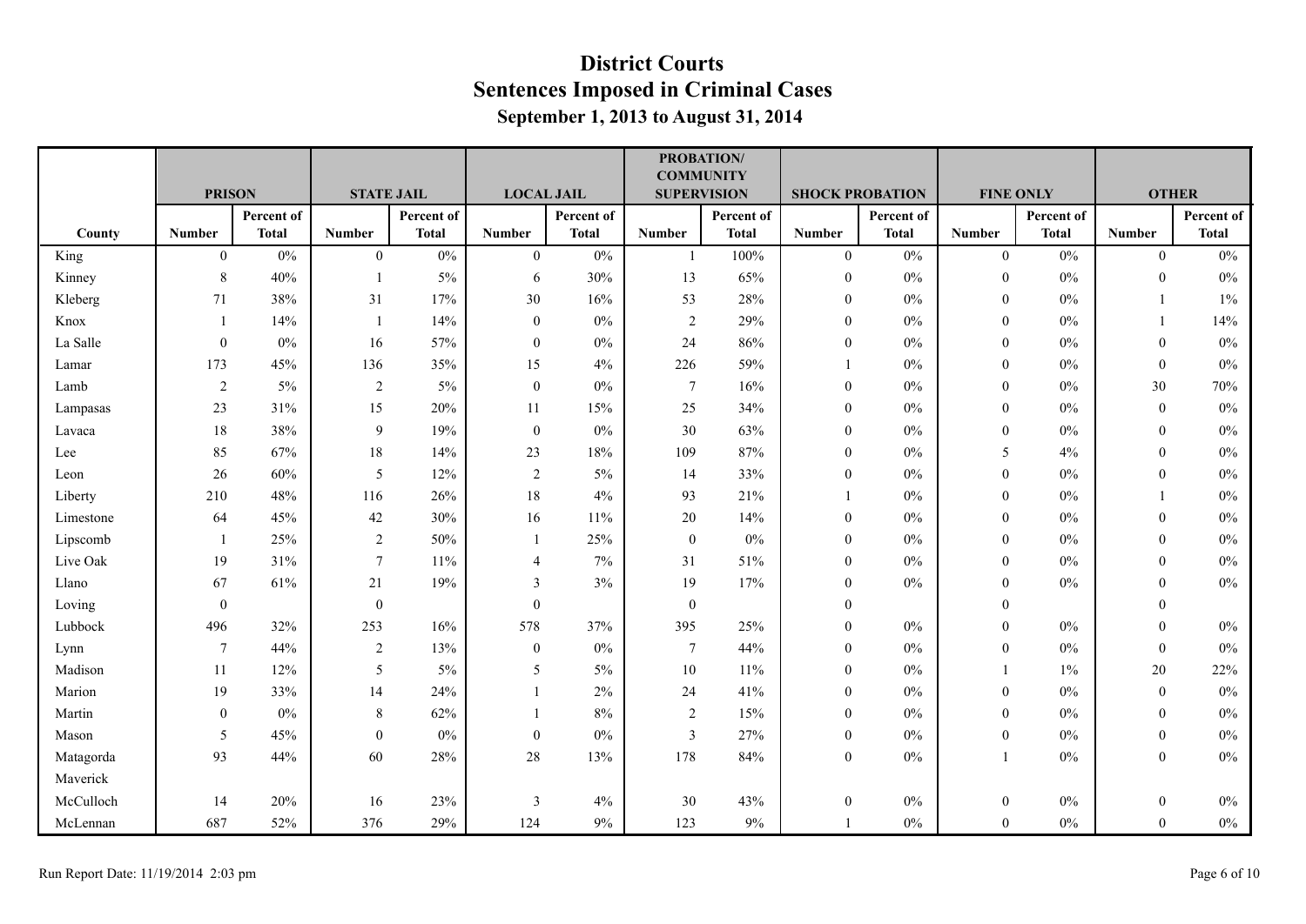# District Courts
## Sentences Imposed in Criminal Cases
### September 1, 2013 to August 31, 2014

| | PRISON | | STATE JAIL | | LOCAL JAIL | | PROBATION/ COMMUNITY SUPERVISION | | SHOCK PROBATION | | FINE ONLY | | OTHER | |
|---|---|---|---|---|---|---|---|---|---|---|---|---|---|---|
| County | Number | Percent of Total | Number | Percent of Total | Number | Percent of Total | Number | Percent of Total | Number | Percent of Total | Number | Percent of Total | Number | Percent of Total |
| King | 0 | 0% | 0 | 0% | 0 | 0% | 1 | 100% | 0 | 0% | 0 | 0% | 0 | 0% |
| Kinney | 8 | 40% | 1 | 5% | 6 | 30% | 13 | 65% | 0 | 0% | 0 | 0% | 0 | 0% |
| Kleberg | 71 | 38% | 31 | 17% | 30 | 16% | 53 | 28% | 0 | 0% | 0 | 0% | 1 | 1% |
| Knox | 1 | 14% | 1 | 14% | 0 | 0% | 2 | 29% | 0 | 0% | 0 | 0% | 1 | 14% |
| La Salle | 0 | 0% | 16 | 57% | 0 | 0% | 24 | 86% | 0 | 0% | 0 | 0% | 0 | 0% |
| Lamar | 173 | 45% | 136 | 35% | 15 | 4% | 226 | 59% | 1 | 0% | 0 | 0% | 0 | 0% |
| Lamb | 2 | 5% | 2 | 5% | 0 | 0% | 7 | 16% | 0 | 0% | 0 | 0% | 30 | 70% |
| Lampasas | 23 | 31% | 15 | 20% | 11 | 15% | 25 | 34% | 0 | 0% | 0 | 0% | 0 | 0% |
| Lavaca | 18 | 38% | 9 | 19% | 0 | 0% | 30 | 63% | 0 | 0% | 0 | 0% | 0 | 0% |
| Lee | 85 | 67% | 18 | 14% | 23 | 18% | 109 | 87% | 0 | 0% | 5 | 4% | 0 | 0% |
| Leon | 26 | 60% | 5 | 12% | 2 | 5% | 14 | 33% | 0 | 0% | 0 | 0% | 0 | 0% |
| Liberty | 210 | 48% | 116 | 26% | 18 | 4% | 93 | 21% | 1 | 0% | 0 | 0% | 1 | 0% |
| Limestone | 64 | 45% | 42 | 30% | 16 | 11% | 20 | 14% | 0 | 0% | 0 | 0% | 0 | 0% |
| Lipscomb | 1 | 25% | 2 | 50% | 1 | 25% | 0 | 0% | 0 | 0% | 0 | 0% | 0 | 0% |
| Live Oak | 19 | 31% | 7 | 11% | 4 | 7% | 31 | 51% | 0 | 0% | 0 | 0% | 0 | 0% |
| Llano | 67 | 61% | 21 | 19% | 3 | 3% | 19 | 17% | 0 | 0% | 0 | 0% | 0 | 0% |
| Loving | 0 | | 0 | | 0 | | 0 | | 0 | | 0 | | 0 | |
| Lubbock | 496 | 32% | 253 | 16% | 578 | 37% | 395 | 25% | 0 | 0% | 0 | 0% | 0 | 0% |
| Lynn | 7 | 44% | 2 | 13% | 0 | 0% | 7 | 44% | 0 | 0% | 0 | 0% | 0 | 0% |
| Madison | 11 | 12% | 5 | 5% | 5 | 5% | 10 | 11% | 0 | 0% | 1 | 1% | 20 | 22% |
| Marion | 19 | 33% | 14 | 24% | 1 | 2% | 24 | 41% | 0 | 0% | 0 | 0% | 0 | 0% |
| Martin | 0 | 0% | 8 | 62% | 1 | 8% | 2 | 15% | 0 | 0% | 0 | 0% | 0 | 0% |
| Mason | 5 | 45% | 0 | 0% | 0 | 0% | 3 | 27% | 0 | 0% | 0 | 0% | 0 | 0% |
| Matagorda | 93 | 44% | 60 | 28% | 28 | 13% | 178 | 84% | 0 | 0% | 1 | 0% | 0 | 0% |
| Maverick | | | | | | | | | | | | | | |
| McCulloch | 14 | 20% | 16 | 23% | 3 | 4% | 30 | 43% | 0 | 0% | 0 | 0% | 0 | 0% |
| McLennan | 687 | 52% | 376 | 29% | 124 | 9% | 123 | 9% | 1 | 0% | 0 | 0% | 0 | 0% |

Run Report Date: 11/19/2014 2:03 pm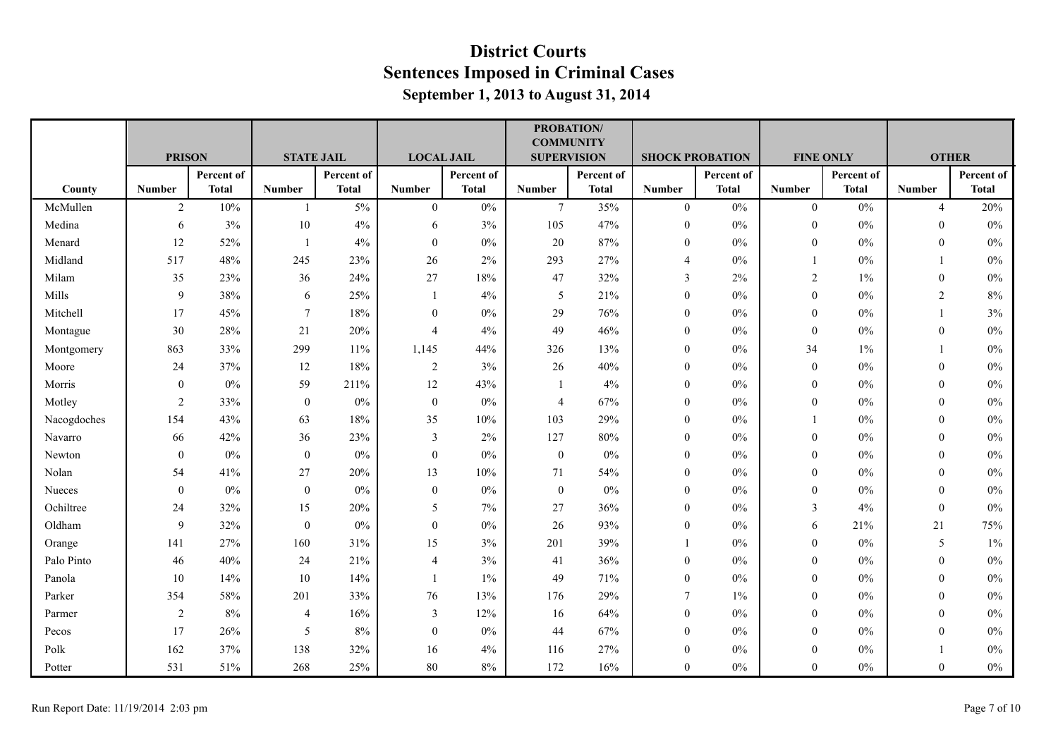# District Courts
## Sentences Imposed in Criminal Cases
### September 1, 2013 to August 31, 2014

| | PRISON | | STATE JAIL | | LOCAL JAIL | | PROBATION/ COMMUNITY SUPERVISION | | SHOCK PROBATION | | FINE ONLY | | OTHER | |
|---|---|---|---|---|---|---|---|---|---|---|---|---|---|---|
| County | Number | Percent of Total | Number | Percent of Total | Number | Percent of Total | Number | Percent of Total | Number | Percent of Total | Number | Percent of Total | Number | Percent of Total |
| McMullen | 2 | 10% | 1 | 5% | 0 | 0% | 7 | 35% | 0 | 0% | 0 | 0% | 4 | 20% |
| Medina | 6 | 3% | 10 | 4% | 6 | 3% | 105 | 47% | 0 | 0% | 0 | 0% | 0 | 0% |
| Menard | 12 | 52% | 1 | 4% | 0 | 0% | 20 | 87% | 0 | 0% | 0 | 0% | 0 | 0% |
| Midland | 517 | 48% | 245 | 23% | 26 | 2% | 293 | 27% | 4 | 0% | 1 | 0% | 1 | 0% |
| Milam | 35 | 23% | 36 | 24% | 27 | 18% | 47 | 32% | 3 | 2% | 2 | 1% | 0 | 0% |
| Mills | 9 | 38% | 6 | 25% | 1 | 4% | 5 | 21% | 0 | 0% | 0 | 0% | 2 | 8% |
| Mitchell | 17 | 45% | 7 | 18% | 0 | 0% | 29 | 76% | 0 | 0% | 0 | 0% | 1 | 3% |
| Montague | 30 | 28% | 21 | 20% | 4 | 4% | 49 | 46% | 0 | 0% | 0 | 0% | 0 | 0% |
| Montgomery | 863 | 33% | 299 | 11% | 1,145 | 44% | 326 | 13% | 0 | 0% | 34 | 1% | 1 | 0% |
| Moore | 24 | 37% | 12 | 18% | 2 | 3% | 26 | 40% | 0 | 0% | 0 | 0% | 0 | 0% |
| Morris | 0 | 0% | 59 | 211% | 12 | 43% | 1 | 4% | 0 | 0% | 0 | 0% | 0 | 0% |
| Motley | 2 | 33% | 0 | 0% | 0 | 0% | 4 | 67% | 0 | 0% | 0 | 0% | 0 | 0% |
| Nacogdoches | 154 | 43% | 63 | 18% | 35 | 10% | 103 | 29% | 0 | 0% | 1 | 0% | 0 | 0% |
| Navarro | 66 | 42% | 36 | 23% | 3 | 2% | 127 | 80% | 0 | 0% | 0 | 0% | 0 | 0% |
| Newton | 0 | 0% | 0 | 0% | 0 | 0% | 0 | 0% | 0 | 0% | 0 | 0% | 0 | 0% |
| Nolan | 54 | 41% | 27 | 20% | 13 | 10% | 71 | 54% | 0 | 0% | 0 | 0% | 0 | 0% |
| Nueces | 0 | 0% | 0 | 0% | 0 | 0% | 0 | 0% | 0 | 0% | 0 | 0% | 0 | 0% |
| Ochiltree | 24 | 32% | 15 | 20% | 5 | 7% | 27 | 36% | 0 | 0% | 3 | 4% | 0 | 0% |
| Oldham | 9 | 32% | 0 | 0% | 0 | 0% | 26 | 93% | 0 | 0% | 6 | 21% | 21 | 75% |
| Orange | 141 | 27% | 160 | 31% | 15 | 3% | 201 | 39% | 1 | 0% | 0 | 0% | 5 | 1% |
| Palo Pinto | 46 | 40% | 24 | 21% | 4 | 3% | 41 | 36% | 0 | 0% | 0 | 0% | 0 | 0% |
| Panola | 10 | 14% | 10 | 14% | 1 | 1% | 49 | 71% | 0 | 0% | 0 | 0% | 0 | 0% |
| Parker | 354 | 58% | 201 | 33% | 76 | 13% | 176 | 29% | 7 | 1% | 0 | 0% | 0 | 0% |
| Parmer | 2 | 8% | 4 | 16% | 3 | 12% | 16 | 64% | 0 | 0% | 0 | 0% | 0 | 0% |
| Pecos | 17 | 26% | 5 | 8% | 0 | 0% | 44 | 67% | 0 | 0% | 0 | 0% | 0 | 0% |
| Polk | 162 | 37% | 138 | 32% | 16 | 4% | 116 | 27% | 0 | 0% | 0 | 0% | 1 | 0% |
| Potter | 531 | 51% | 268 | 25% | 80 | 8% | 172 | 16% | 0 | 0% | 0 | 0% | 0 | 0% |

Run Report Date: 11/19/2014 2:03 pm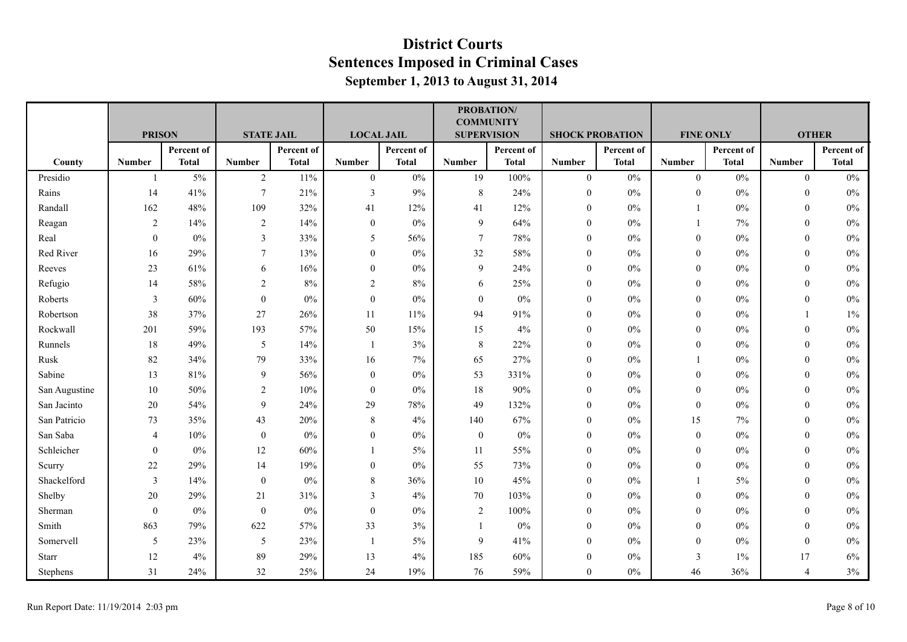# District Courts
## Sentences Imposed in Criminal Cases
### September 1, 2013 to August 31, 2014

| | PRISON | | STATE JAIL | | LOCAL JAIL | | PROBATION/ COMMUNITY SUPERVISION | | SHOCK PROBATION | | FINE ONLY | | OTHER | |
|---|---|---|---|---|---|---|---|---|---|---|---|---|---|---|
| County | Number | Percent of Total | Number | Percent of Total | Number | Percent of Total | Number | Percent of Total | Number | Percent of Total | Number | Percent of Total | Number | Percent of Total |
| Presidio | 1 | 5% | 2 | 11% | 0 | 0% | 19 | 100% | 0 | 0% | 0 | 0% | 0 | 0% |
| Rains | 14 | 41% | 7 | 21% | 3 | 9% | 8 | 24% | 0 | 0% | 0 | 0% | 0 | 0% |
| Randall | 162 | 48% | 109 | 32% | 41 | 12% | 41 | 12% | 0 | 0% | 1 | 0% | 0 | 0% |
| Reagan | 2 | 14% | 2 | 14% | 0 | 0% | 9 | 64% | 0 | 0% | 1 | 7% | 0 | 0% |
| Real | 0 | 0% | 3 | 33% | 5 | 56% | 7 | 78% | 0 | 0% | 0 | 0% | 0 | 0% |
| Red River | 16 | 29% | 7 | 13% | 0 | 0% | 32 | 58% | 0 | 0% | 0 | 0% | 0 | 0% |
| Reeves | 23 | 61% | 6 | 16% | 0 | 0% | 9 | 24% | 0 | 0% | 0 | 0% | 0 | 0% |
| Refugio | 14 | 58% | 2 | 8% | 2 | 8% | 6 | 25% | 0 | 0% | 0 | 0% | 0 | 0% |
| Roberts | 3 | 60% | 0 | 0% | 0 | 0% | 0 | 0% | 0 | 0% | 0 | 0% | 0 | 0% |
| Robertson | 38 | 37% | 27 | 26% | 11 | 11% | 94 | 91% | 0 | 0% | 0 | 0% | 1 | 1% |
| Rockwall | 201 | 59% | 193 | 57% | 50 | 15% | 15 | 4% | 0 | 0% | 0 | 0% | 0 | 0% |
| Runnels | 18 | 49% | 5 | 14% | 1 | 3% | 8 | 22% | 0 | 0% | 0 | 0% | 0 | 0% |
| Rusk | 82 | 34% | 79 | 33% | 16 | 7% | 65 | 27% | 0 | 0% | 1 | 0% | 0 | 0% |
| Sabine | 13 | 81% | 9 | 56% | 0 | 0% | 53 | 331% | 0 | 0% | 0 | 0% | 0 | 0% |
| San Augustine | 10 | 50% | 2 | 10% | 0 | 0% | 18 | 90% | 0 | 0% | 0 | 0% | 0 | 0% |
| San Jacinto | 20 | 54% | 9 | 24% | 29 | 78% | 49 | 132% | 0 | 0% | 0 | 0% | 0 | 0% |
| San Patricio | 73 | 35% | 43 | 20% | 8 | 4% | 140 | 67% | 0 | 0% | 15 | 7% | 0 | 0% |
| San Saba | 4 | 10% | 0 | 0% | 0 | 0% | 0 | 0% | 0 | 0% | 0 | 0% | 0 | 0% |
| Schleicher | 0 | 0% | 12 | 60% | 1 | 5% | 11 | 55% | 0 | 0% | 0 | 0% | 0 | 0% |
| Scurry | 22 | 29% | 14 | 19% | 0 | 0% | 55 | 73% | 0 | 0% | 0 | 0% | 0 | 0% |
| Shackelford | 3 | 14% | 0 | 0% | 8 | 36% | 10 | 45% | 0 | 0% | 1 | 5% | 0 | 0% |
| Shelby | 20 | 29% | 21 | 31% | 3 | 4% | 70 | 103% | 0 | 0% | 0 | 0% | 0 | 0% |
| Sherman | 0 | 0% | 0 | 0% | 0 | 0% | 2 | 100% | 0 | 0% | 0 | 0% | 0 | 0% |
| Smith | 863 | 79% | 622 | 57% | 33 | 3% | 1 | 0% | 0 | 0% | 0 | 0% | 0 | 0% |
| Somervell | 5 | 23% | 5 | 23% | 1 | 5% | 9 | 41% | 0 | 0% | 0 | 0% | 0 | 0% |
| Starr | 12 | 4% | 89 | 29% | 13 | 4% | 185 | 60% | 0 | 0% | 3 | 1% | 17 | 6% |
| Stephens | 31 | 24% | 32 | 25% | 24 | 19% | 76 | 59% | 0 | 0% | 46 | 36% | 4 | 3% |

Run Report Date: 11/19/2014 2:03 pm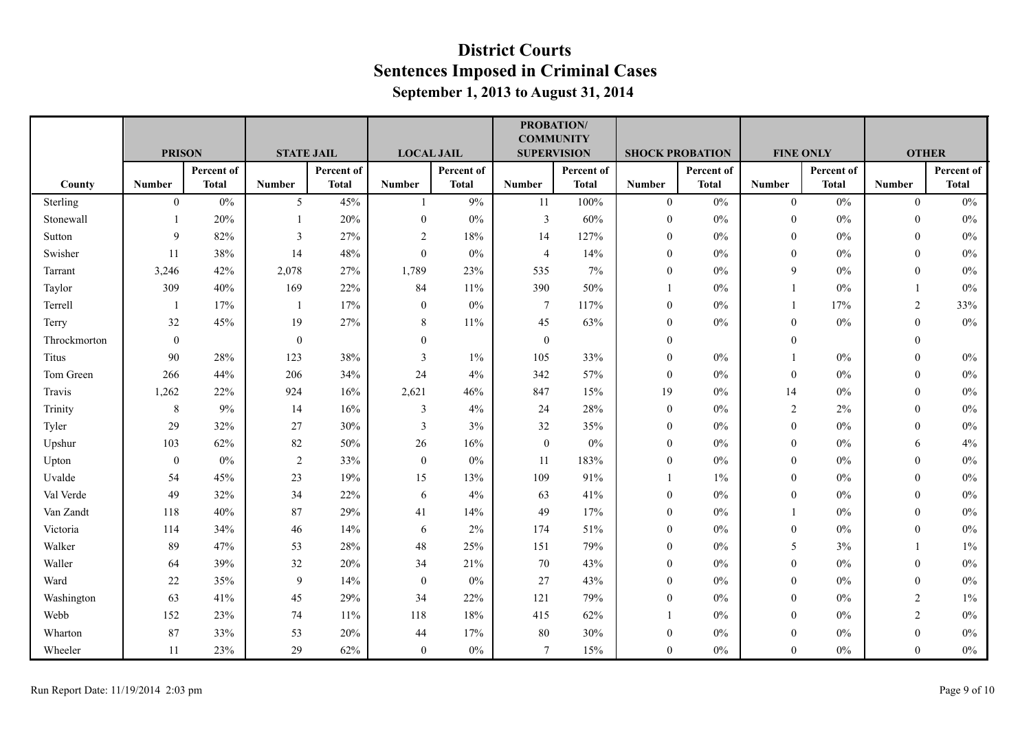# District Courts
## Sentences Imposed in Criminal Cases
### September 1, 2013 to August 31, 2014

| | PRISON | | STATE JAIL | | LOCAL JAIL | | PROBATION/ COMMUNITY SUPERVISION | | SHOCK PROBATION | | FINE ONLY | | OTHER | |
|---|---|---|---|---|---|---|---|---|---|---|---|---|---|---|
| County | Number | Percent of Total | Number | Percent of Total | Number | Percent of Total | Number | Percent of Total | Number | Percent of Total | Number | Percent of Total | Number | Percent of Total |
| Sterling | 0 | 0% | 5 | 45% | 1 | 9% | 11 | 100% | 0 | 0% | 0 | 0% | 0 | 0% |
| Stonewall | 1 | 20% | 1 | 20% | 0 | 0% | 3 | 60% | 0 | 0% | 0 | 0% | 0 | 0% |
| Sutton | 9 | 82% | 3 | 27% | 2 | 18% | 14 | 127% | 0 | 0% | 0 | 0% | 0 | 0% |
| Swisher | 11 | 38% | 14 | 48% | 0 | 0% | 4 | 14% | 0 | 0% | 0 | 0% | 0 | 0% |
| Tarrant | 3,246 | 42% | 2,078 | 27% | 1,789 | 23% | 535 | 7% | 0 | 0% | 9 | 0% | 0 | 0% |
| Taylor | 309 | 40% | 169 | 22% | 84 | 11% | 390 | 50% | 1 | 0% | 1 | 0% | 1 | 0% |
| Terrell | 1 | 17% | 1 | 17% | 0 | 0% | 7 | 117% | 0 | 0% | 1 | 17% | 2 | 33% |
| Terry | 32 | 45% | 19 | 27% | 8 | 11% | 45 | 63% | 0 | 0% | 0 | 0% | 0 | 0% |
| Throckmorton | 0 | | 0 | | 0 | | 0 | | 0 | | 0 | | 0 | |
| Titus | 90 | 28% | 123 | 38% | 3 | 1% | 105 | 33% | 0 | 0% | 1 | 0% | 0 | 0% |
| Tom Green | 266 | 44% | 206 | 34% | 24 | 4% | 342 | 57% | 0 | 0% | 0 | 0% | 0 | 0% |
| Travis | 1,262 | 22% | 924 | 16% | 2,621 | 46% | 847 | 15% | 19 | 0% | 14 | 0% | 0 | 0% |
| Trinity | 8 | 9% | 14 | 16% | 3 | 4% | 24 | 28% | 0 | 0% | 2 | 2% | 0 | 0% |
| Tyler | 29 | 32% | 27 | 30% | 3 | 3% | 32 | 35% | 0 | 0% | 0 | 0% | 0 | 0% |
| Upshur | 103 | 62% | 82 | 50% | 26 | 16% | 0 | 0% | 0 | 0% | 0 | 0% | 6 | 4% |
| Upton | 0 | 0% | 2 | 33% | 0 | 0% | 11 | 183% | 0 | 0% | 0 | 0% | 0 | 0% |
| Uvalde | 54 | 45% | 23 | 19% | 15 | 13% | 109 | 91% | 1 | 1% | 0 | 0% | 0 | 0% |
| Val Verde | 49 | 32% | 34 | 22% | 6 | 4% | 63 | 41% | 0 | 0% | 0 | 0% | 0 | 0% |
| Van Zandt | 118 | 40% | 87 | 29% | 41 | 14% | 49 | 17% | 0 | 0% | 1 | 0% | 0 | 0% |
| Victoria | 114 | 34% | 46 | 14% | 6 | 2% | 174 | 51% | 0 | 0% | 0 | 0% | 0 | 0% |
| Walker | 89 | 47% | 53 | 28% | 48 | 25% | 151 | 79% | 0 | 0% | 5 | 3% | 1 | 1% |
| Waller | 64 | 39% | 32 | 20% | 34 | 21% | 70 | 43% | 0 | 0% | 0 | 0% | 0 | 0% |
| Ward | 22 | 35% | 9 | 14% | 0 | 0% | 27 | 43% | 0 | 0% | 0 | 0% | 0 | 0% |
| Washington | 63 | 41% | 45 | 29% | 34 | 22% | 121 | 79% | 0 | 0% | 0 | 0% | 2 | 1% |
| Webb | 152 | 23% | 74 | 11% | 118 | 18% | 415 | 62% | 1 | 0% | 0 | 0% | 2 | 0% |
| Wharton | 87 | 33% | 53 | 20% | 44 | 17% | 80 | 30% | 0 | 0% | 0 | 0% | 0 | 0% |
| Wheeler | 11 | 23% | 29 | 62% | 0 | 0% | 7 | 15% | 0 | 0% | 0 | 0% | 0 | 0% |

Run Report Date: 11/19/2014 2:03 pm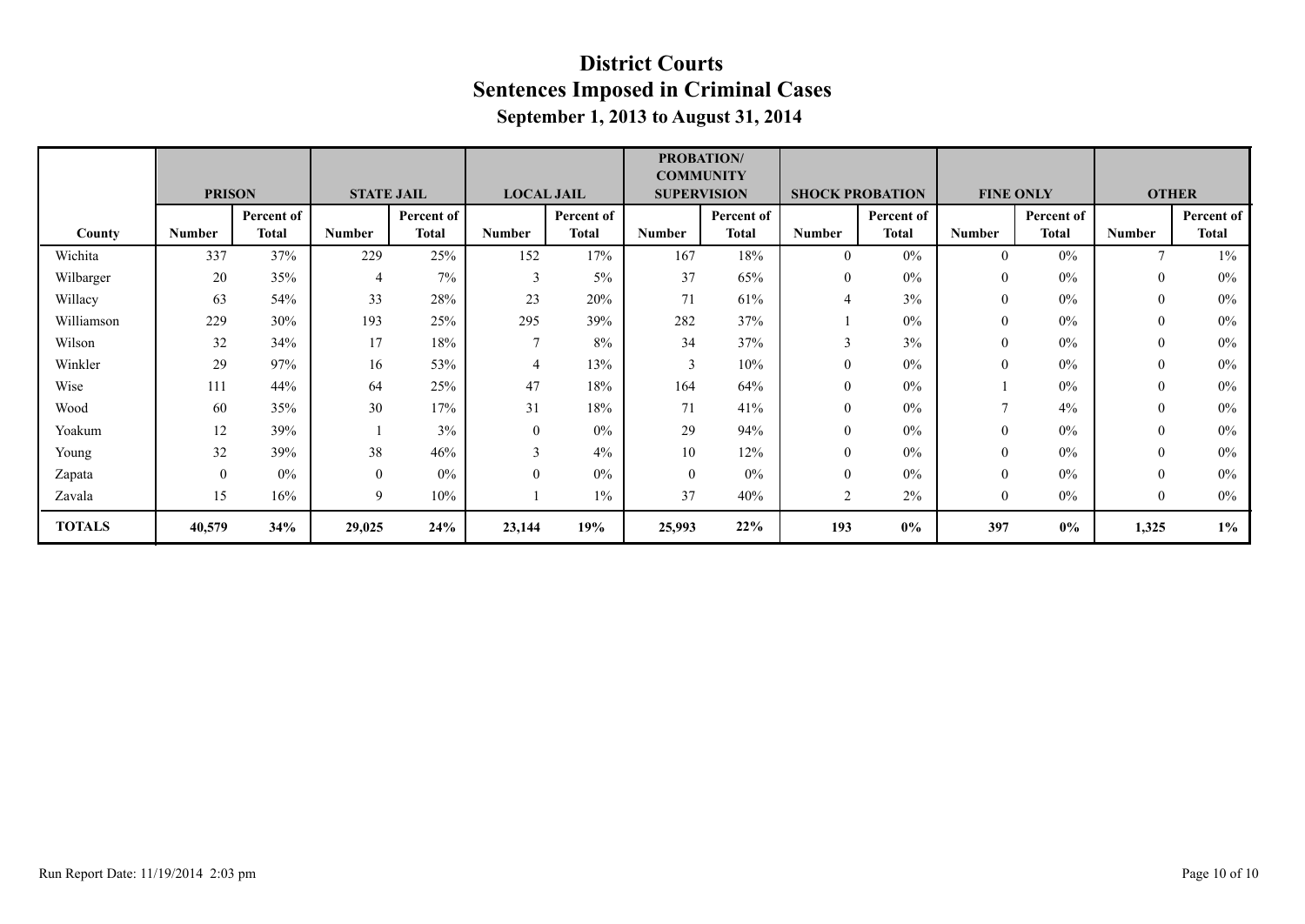# District Courts
## Sentences Imposed in Criminal Cases
### September 1, 2013 to August 31, 2014

| | PRISON | | STATE JAIL | | LOCAL JAIL | | PROBATION/ COMMUNITY SUPERVISION | | SHOCK PROBATION | | FINE ONLY | | OTHER | |
|---|---|---|---|---|---|---|---|---|---|---|---|---|---|---|
| County | Number | Percent of Total | Number | Percent of Total | Number | Percent of Total | Number | Percent of Total | Number | Percent of Total | Number | Percent of Total | Number | Percent of Total |
| Wichita | 337 | 37% | 229 | 25% | 152 | 17% | 167 | 18% | 0 | 0% | 0 | 0% | 7 | 1% |
| Wilbarger | 20 | 35% | 4 | 7% | 3 | 5% | 37 | 65% | 0 | 0% | 0 | 0% | 0 | 0% |
| Willacy | 63 | 54% | 33 | 28% | 23 | 20% | 71 | 61% | 4 | 3% | 0 | 0% | 0 | 0% |
| Williamson | 229 | 30% | 193 | 25% | 295 | 39% | 282 | 37% | 1 | 0% | 0 | 0% | 0 | 0% |
| Wilson | 32 | 34% | 17 | 18% | 7 | 8% | 34 | 37% | 3 | 3% | 0 | 0% | 0 | 0% |
| Winkler | 29 | 97% | 16 | 53% | 4 | 13% | 3 | 10% | 0 | 0% | 0 | 0% | 0 | 0% |
| Wise | 111 | 44% | 64 | 25% | 47 | 18% | 164 | 64% | 0 | 0% | 1 | 0% | 0 | 0% |
| Wood | 60 | 35% | 30 | 17% | 31 | 18% | 71 | 41% | 0 | 0% | 7 | 4% | 0 | 0% |
| Yoakum | 12 | 39% | 1 | 3% | 0 | 0% | 29 | 94% | 0 | 0% | 0 | 0% | 0 | 0% |
| Young | 32 | 39% | 38 | 46% | 3 | 4% | 10 | 12% | 0 | 0% | 0 | 0% | 0 | 0% |
| Zapata | 0 | 0% | 0 | 0% | 0 | 0% | 0 | 0% | 0 | 0% | 0 | 0% | 0 | 0% |
| Zavala | 15 | 16% | 9 | 10% | 1 | 1% | 37 | 40% | 2 | 2% | 0 | 0% | 0 | 0% |
| **TOTALS** | **40,579** | **34%** | **29,025** | **24%** | **23,144** | **19%** | **25,993** | **22%** | **193** | **0%** | **397** | **0%** | **1,325** | **1%** |

Run Report Date: 11/19/2014 2:03 pm